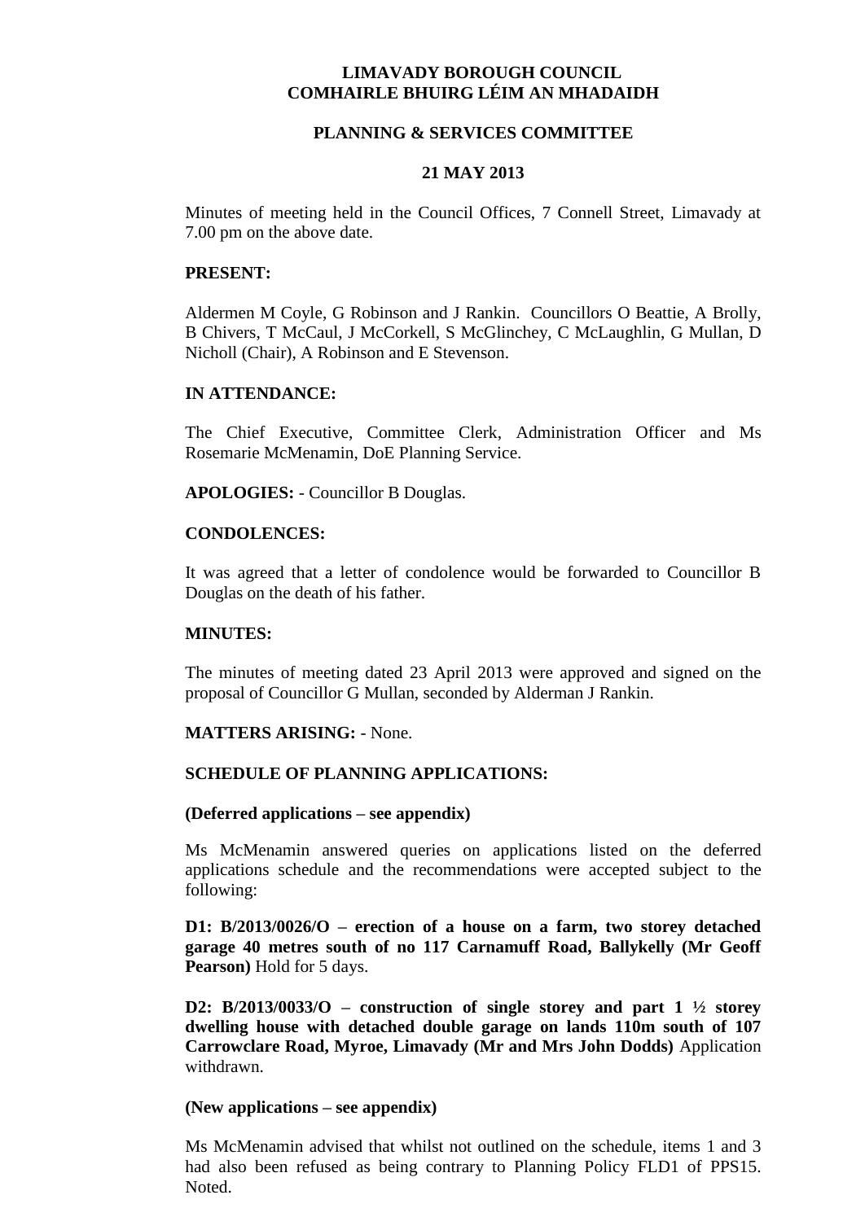# LIMAVADY BOROUGH COUNCIL
# COMHAIRLE BHUIRG LÉIM AN MHADAIDH

## PLANNING & SERVICES COMMITTEE

## 21 MAY 2013

Minutes of meeting held in the Council Offices, 7 Connell Street, Limavady at 7.00 pm on the above date.

**PRESENT:**

Aldermen M Coyle, G Robinson and J Rankin. Councillors O Beattie, A Brolly, B Chivers, T McCaul, J McCorkell, S McGlinchey, C McLaughlin, G Mullan, D Nicholl (Chair), A Robinson and E Stevenson.

**IN ATTENDANCE:**

The Chief Executive, Committee Clerk, Administration Officer and Ms Rosemarie McMenamin, DoE Planning Service.

**APOLOGIES:** - Councillor B Douglas.

**CONDOLENCES:**

It was agreed that a letter of condolence would be forwarded to Councillor B Douglas on the death of his father.

**MINUTES:**

The minutes of meeting dated 23 April 2013 were approved and signed on the proposal of Councillor G Mullan, seconded by Alderman J Rankin.

**MATTERS ARISING:** - None.

**SCHEDULE OF PLANNING APPLICATIONS:**

**(Deferred applications – see appendix)**

Ms McMenamin answered queries on applications listed on the deferred applications schedule and the recommendations were accepted subject to the following:

**D1: B/2013/0026/O – erection of a house on a farm, two storey detached garage 40 metres south of no 117 Carnamuff Road, Ballykelly (Mr Geoff Pearson)** Hold for 5 days.

**D2: B/2013/0033/O – construction of single storey and part 1 ½ storey dwelling house with detached double garage on lands 110m south of 107 Carrowclare Road, Myroe, Limavady (Mr and Mrs John Dodds)** Application withdrawn.

**(New applications – see appendix)**

Ms McMenamin advised that whilst not outlined on the schedule, items 1 and 3 had also been refused as being contrary to Planning Policy FLD1 of PPS15. Noted.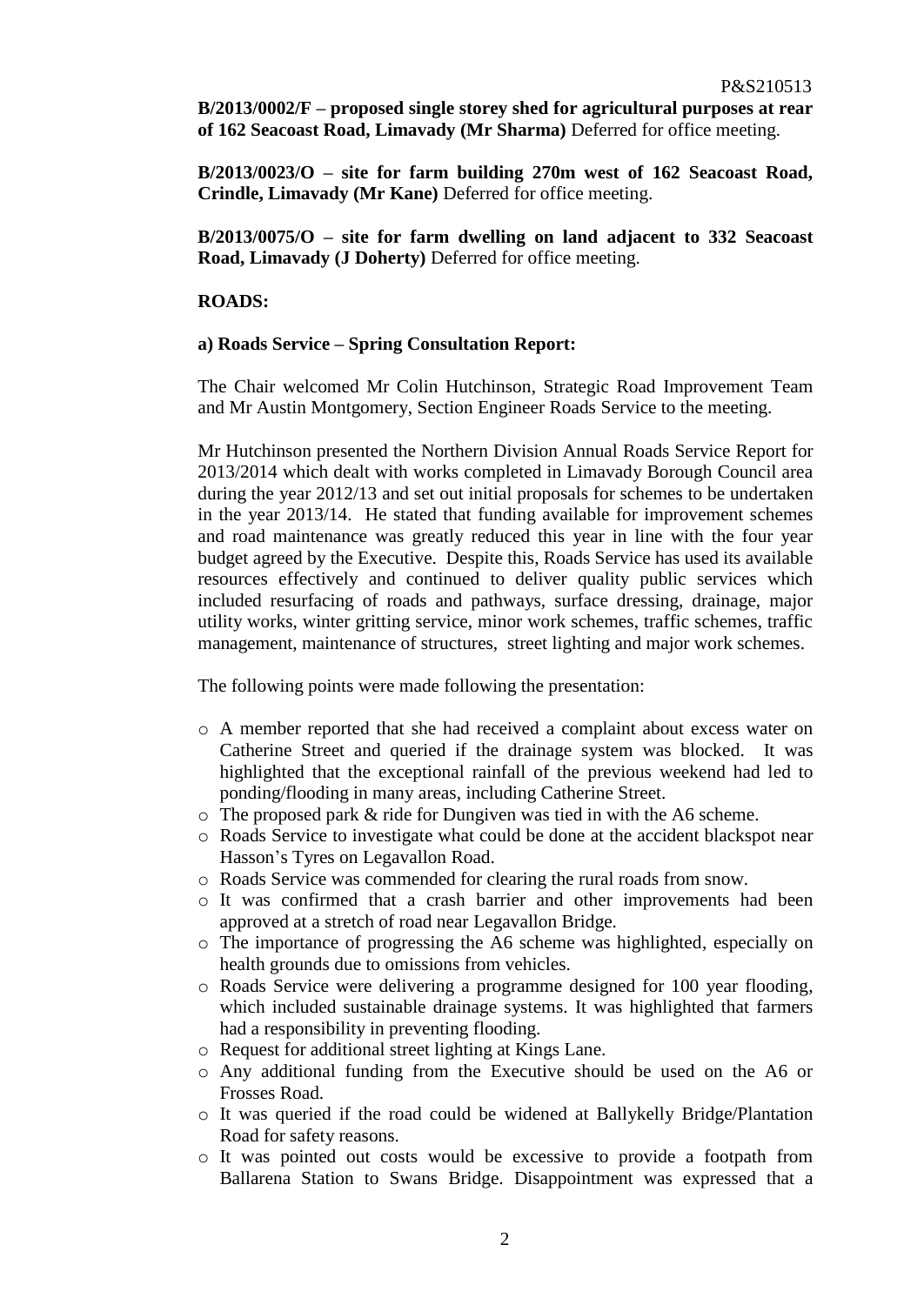**B/2013/0002/F – proposed single storey shed for agricultural purposes at rear of 162 Seacoast Road, Limavady (Mr Sharma)** Deferred for office meeting.

**B/2013/0023/O – site for farm building 270m west of 162 Seacoast Road, Crindle, Limavady (Mr Kane)** Deferred for office meeting.

**B/2013/0075/O – site for farm dwelling on land adjacent to 332 Seacoast Road, Limavady (J Doherty)** Deferred for office meeting.

**ROADS:**

**a) Roads Service – Spring Consultation Report:**

The Chair welcomed Mr Colin Hutchinson, Strategic Road Improvement Team and Mr Austin Montgomery, Section Engineer Roads Service to the meeting.

Mr Hutchinson presented the Northern Division Annual Roads Service Report for 2013/2014 which dealt with works completed in Limavady Borough Council area during the year 2012/13 and set out initial proposals for schemes to be undertaken in the year 2013/14. He stated that funding available for improvement schemes and road maintenance was greatly reduced this year in line with the four year budget agreed by the Executive. Despite this, Roads Service has used its available resources effectively and continued to deliver quality public services which included resurfacing of roads and pathways, surface dressing, drainage, major utility works, winter gritting service, minor work schemes, traffic schemes, traffic management, maintenance of structures, street lighting and major work schemes.

The following points were made following the presentation:

- A member reported that she had received a complaint about excess water on Catherine Street and queried if the drainage system was blocked. It was highlighted that the exceptional rainfall of the previous weekend had led to ponding/flooding in many areas, including Catherine Street.
- The proposed park & ride for Dungiven was tied in with the A6 scheme.
- Roads Service to investigate what could be done at the accident blackspot near Hasson's Tyres on Legavallon Road.
- Roads Service was commended for clearing the rural roads from snow.
- It was confirmed that a crash barrier and other improvements had been approved at a stretch of road near Legavallon Bridge.
- The importance of progressing the A6 scheme was highlighted, especially on health grounds due to omissions from vehicles.
- Roads Service were delivering a programme designed for 100 year flooding, which included sustainable drainage systems. It was highlighted that farmers had a responsibility in preventing flooding.
- Request for additional street lighting at Kings Lane.
- Any additional funding from the Executive should be used on the A6 or Frosses Road.
- It was queried if the road could be widened at Ballykelly Bridge/Plantation Road for safety reasons.
- It was pointed out costs would be excessive to provide a footpath from Ballarena Station to Swans Bridge. Disappointment was expressed that a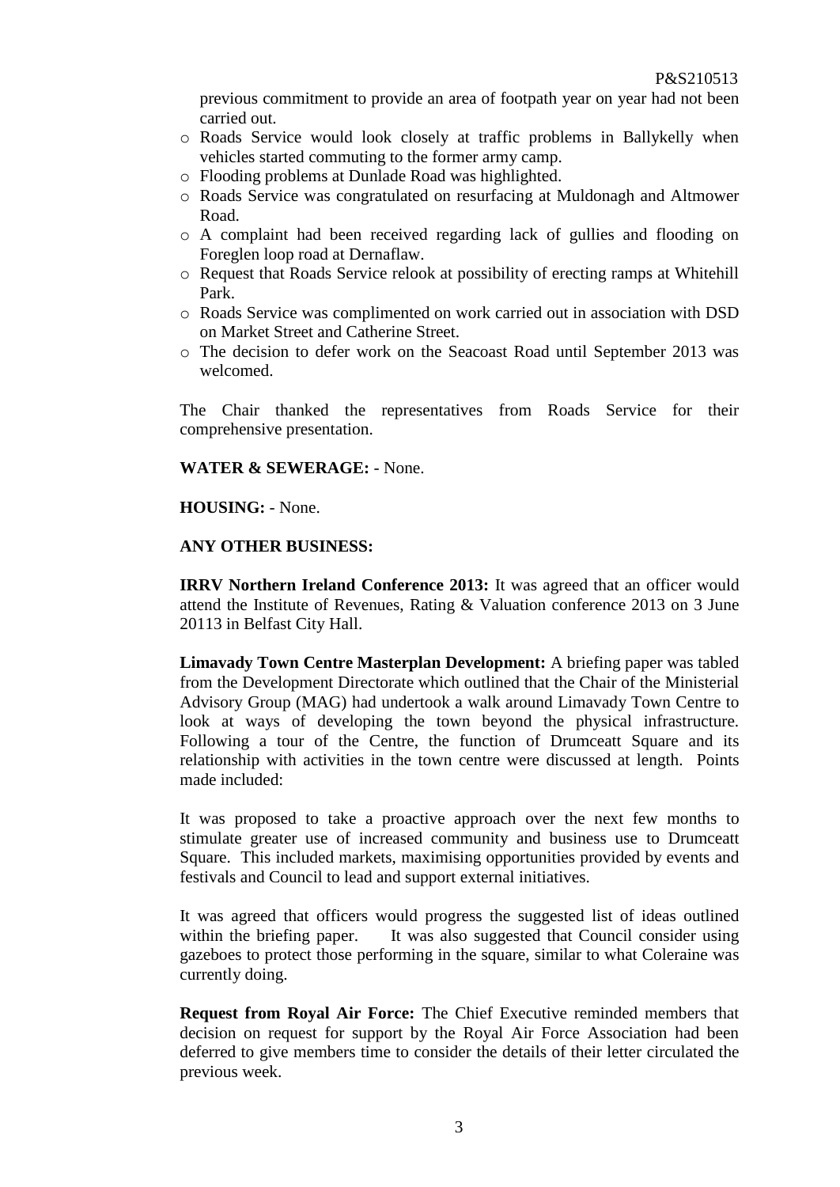previous commitment to provide an area of footpath year on year had not been carried out.

- Roads Service would look closely at traffic problems in Ballykelly when vehicles started commuting to the former army camp.
- Flooding problems at Dunlade Road was highlighted.
- Roads Service was congratulated on resurfacing at Muldonagh and Altmower Road.
- A complaint had been received regarding lack of gullies and flooding on Foreglen loop road at Dernaflaw.
- Request that Roads Service relook at possibility of erecting ramps at Whitehill Park.
- Roads Service was complimented on work carried out in association with DSD on Market Street and Catherine Street.
- The decision to defer work on the Seacoast Road until September 2013 was welcomed.

The Chair thanked the representatives from Roads Service for their comprehensive presentation.

**WATER & SEWERAGE:** - None.

**HOUSING:** - None.

**ANY OTHER BUSINESS:**

**IRRV Northern Ireland Conference 2013:** It was agreed that an officer would attend the Institute of Revenues, Rating & Valuation conference 2013 on 3 June 20113 in Belfast City Hall.

**Limavady Town Centre Masterplan Development:** A briefing paper was tabled from the Development Directorate which outlined that the Chair of the Ministerial Advisory Group (MAG) had undertook a walk around Limavady Town Centre to look at ways of developing the town beyond the physical infrastructure. Following a tour of the Centre, the function of Drumceatt Square and its relationship with activities in the town centre were discussed at length. Points made included:

It was proposed to take a proactive approach over the next few months to stimulate greater use of increased community and business use to Drumceatt Square. This included markets, maximising opportunities provided by events and festivals and Council to lead and support external initiatives.

It was agreed that officers would progress the suggested list of ideas outlined within the briefing paper. It was also suggested that Council consider using gazeboes to protect those performing in the square, similar to what Coleraine was currently doing.

**Request from Royal Air Force:** The Chief Executive reminded members that decision on request for support by the Royal Air Force Association had been deferred to give members time to consider the details of their letter circulated the previous week.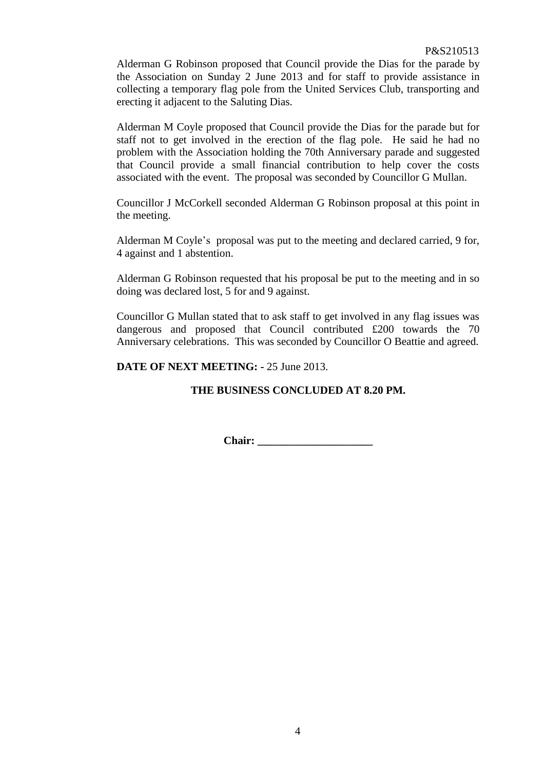Alderman G Robinson proposed that Council provide the Dias for the parade by the Association on Sunday 2 June 2013 and for staff to provide assistance in collecting a temporary flag pole from the United Services Club, transporting and erecting it adjacent to the Saluting Dias.

Alderman M Coyle proposed that Council provide the Dias for the parade but for staff not to get involved in the erection of the flag pole. He said he had no problem with the Association holding the 70th Anniversary parade and suggested that Council provide a small financial contribution to help cover the costs associated with the event. The proposal was seconded by Councillor G Mullan.

Councillor J McCorkell seconded Alderman G Robinson proposal at this point in the meeting.

Alderman M Coyle's proposal was put to the meeting and declared carried, 9 for, 4 against and 1 abstention.

Alderman G Robinson requested that his proposal be put to the meeting and in so doing was declared lost, 5 for and 9 against.

Councillor G Mullan stated that to ask staff to get involved in any flag issues was dangerous and proposed that Council contributed £200 towards the 70 Anniversary celebrations. This was seconded by Councillor O Beattie and agreed.

**DATE OF NEXT MEETING: -** 25 June 2013.

**THE BUSINESS CONCLUDED AT 8.20 PM.**

**Chair: ____________________**